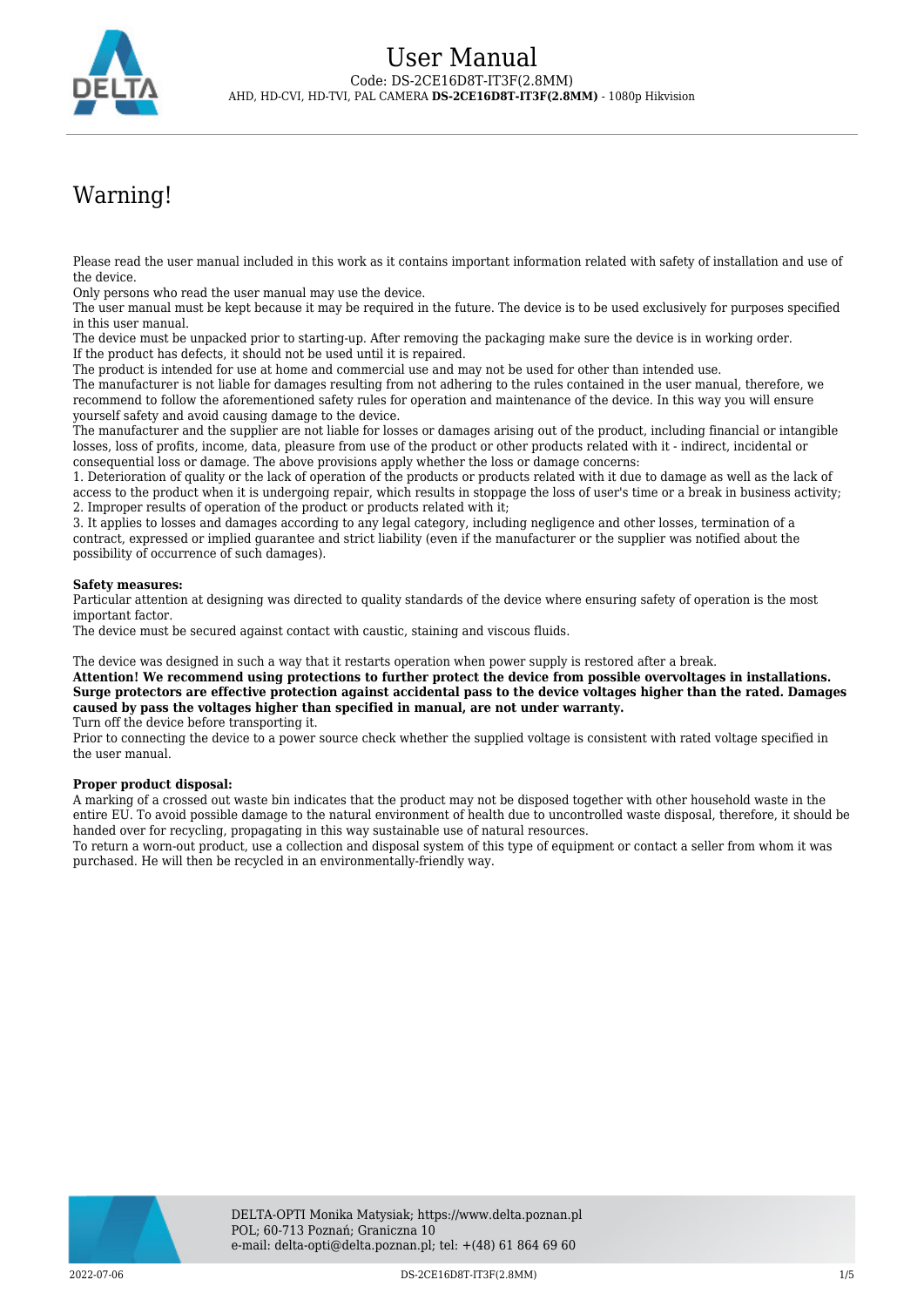# User Manual

Code: DS-2CE16D8T-IT3F(2.8MM)

AHD, HD-CVI, HD-TVI, PAL CAMERA **DS-2CE16D8T-IT3F(2.8MM)** - 1080p Hikvision

## Warning!

Please read the user manual included in this work as it contains important information related with safety of installation and use of the device.
Only persons who read the user manual may use the device.
The user manual must be kept because it may be required in the future. The device is to be used exclusively for purposes specified in this user manual.
The device must be unpacked prior to starting-up. After removing the packaging make sure the device is in working order.
If the product has defects, it should not be used until it is repaired.
The product is intended for use at home and commercial use and may not be used for other than intended use.
The manufacturer is not liable for damages resulting from not adhering to the rules contained in the user manual, therefore, we recommend to follow the aforementioned safety rules for operation and maintenance of the device. In this way you will ensure yourself safety and avoid causing damage to the device.
The manufacturer and the supplier are not liable for losses or damages arising out of the product, including financial or intangible losses, loss of profits, income, data, pleasure from use of the product or other products related with it - indirect, incidental or consequential loss or damage. The above provisions apply whether the loss or damage concerns:
1. Deterioration of quality or the lack of operation of the products or products related with it due to damage as well as the lack of access to the product when it is undergoing repair, which results in stoppage the loss of user's time or a break in business activity;
2. Improper results of operation of the product or products related with it;
3. It applies to losses and damages according to any legal category, including negligence and other losses, termination of a contract, expressed or implied guarantee and strict liability (even if the manufacturer or the supplier was notified about the possibility of occurrence of such damages).

**Safety measures:**
Particular attention at designing was directed to quality standards of the device where ensuring safety of operation is the most important factor.
The device must be secured against contact with caustic, staining and viscous fluids.

The device was designed in such a way that it restarts operation when power supply is restored after a break.
**Attention! We recommend using protections to further protect the device from possible overvoltages in installations. Surge protectors are effective protection against accidental pass to the device voltages higher than the rated. Damages caused by pass the voltages higher than specified in manual, are not under warranty.**
Turn off the device before transporting it.
Prior to connecting the device to a power source check whether the supplied voltage is consistent with rated voltage specified in the user manual.

**Proper product disposal:**
A marking of a crossed out waste bin indicates that the product may not be disposed together with other household waste in the entire EU. To avoid possible damage to the natural environment of health due to uncontrolled waste disposal, therefore, it should be handed over for recycling, propagating in this way sustainable use of natural resources.
To return a worn-out product, use a collection and disposal system of this type of equipment or contact a seller from whom it was purchased. He will then be recycled in an environmentally-friendly way.

DELTA-OPTI Monika Matysiak; https://www.delta.poznan.pl
POL; 60-713 Poznań; Graniczna 10
e-mail: delta-opti@delta.poznan.pl; tel: +(48) 61 864 69 60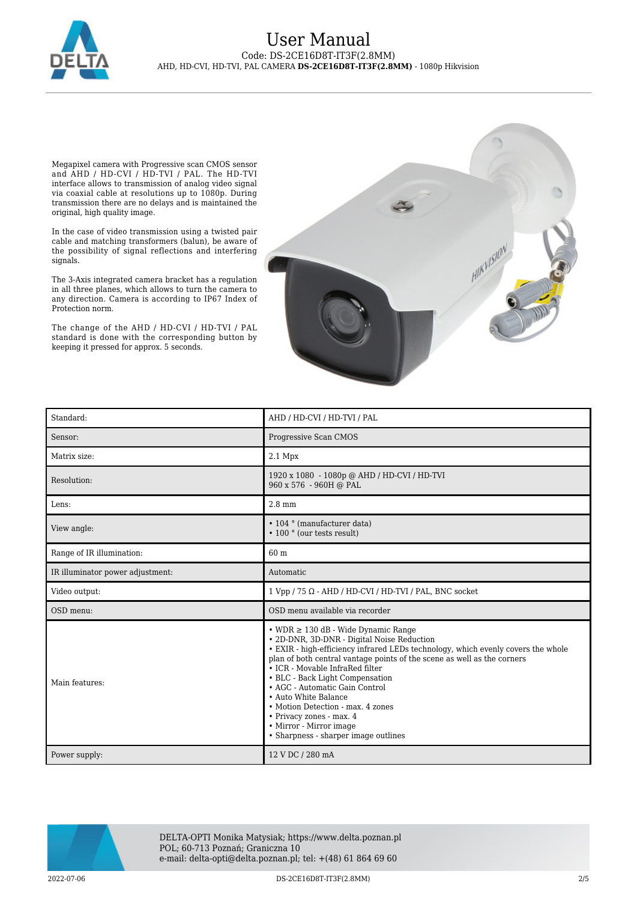# User Manual

Code: DS-2CE16D8T-IT3F(2.8MM)

AHD, HD-CVI, HD-TVI, PAL CAMERA **DS-2CE16D8T-IT3F(2.8MM)** - 1080p Hikvision

Megapixel camera with Progressive scan CMOS sensor and AHD / HD-CVI / HD-TVI / PAL. The HD-TVI interface allows to transmission of analog video signal via coaxial cable at resolutions up to 1080p. During transmission there are no delays and is maintained the original, high quality image.

In the case of video transmission using a twisted pair cable and matching transformers (balun), be aware of the possibility of signal reflections and interfering signals.

The 3-Axis integrated camera bracket has a regulation in all three planes, which allows to turn the camera to any direction. Camera is according to IP67 Index of Protection norm.

The change of the AHD / HD-CVI / HD-TVI / PAL standard is done with the corresponding button by keeping it pressed for approx. 5 seconds.

| | |
|---|---|
| Standard: | AHD / HD-CVI / HD-TVI / PAL |
| Sensor: | Progressive Scan CMOS |
| Matrix size: | 2.1 Mpx |
| Resolution: | 1920 x 1080 - 1080p @ AHD / HD-CVI / HD-TVI<br>960 x 576 - 960H @ PAL |
| Lens: | 2.8 mm |
| View angle: | • 104 ° (manufacturer data)<br>• 100 ° (our tests result) |
| Range of IR illumination: | 60 m |
| IR illuminator power adjustment: | Automatic |
| Video output: | 1 Vpp / 75 Ω - AHD / HD-CVI / HD-TVI / PAL, BNC socket |
| OSD menu: | OSD menu available via recorder |
| Main features: | • WDR ≥ 130 dB - Wide Dynamic Range<br>• 2D-DNR, 3D-DNR - Digital Noise Reduction<br>• EXIR - high-efficiency infrared LEDs technology, which evenly covers the whole plan of both central vantage points of the scene as well as the corners<br>• ICR - Movable InfraRed filter<br>• BLC - Back Light Compensation<br>• AGC - Automatic Gain Control<br>• Auto White Balance<br>• Motion Detection - max. 4 zones<br>• Privacy zones - max. 4<br>• Mirror - Mirror image<br>• Sharpness - sharper image outlines |
| Power supply: | 12 V DC / 280 mA |

DELTA-OPTI Monika Matysiak; https://www.delta.poznan.pl
POL; 60-713 Poznań; Graniczna 10
e-mail: delta-opti@delta.poznan.pl; tel: +(48) 61 864 69 60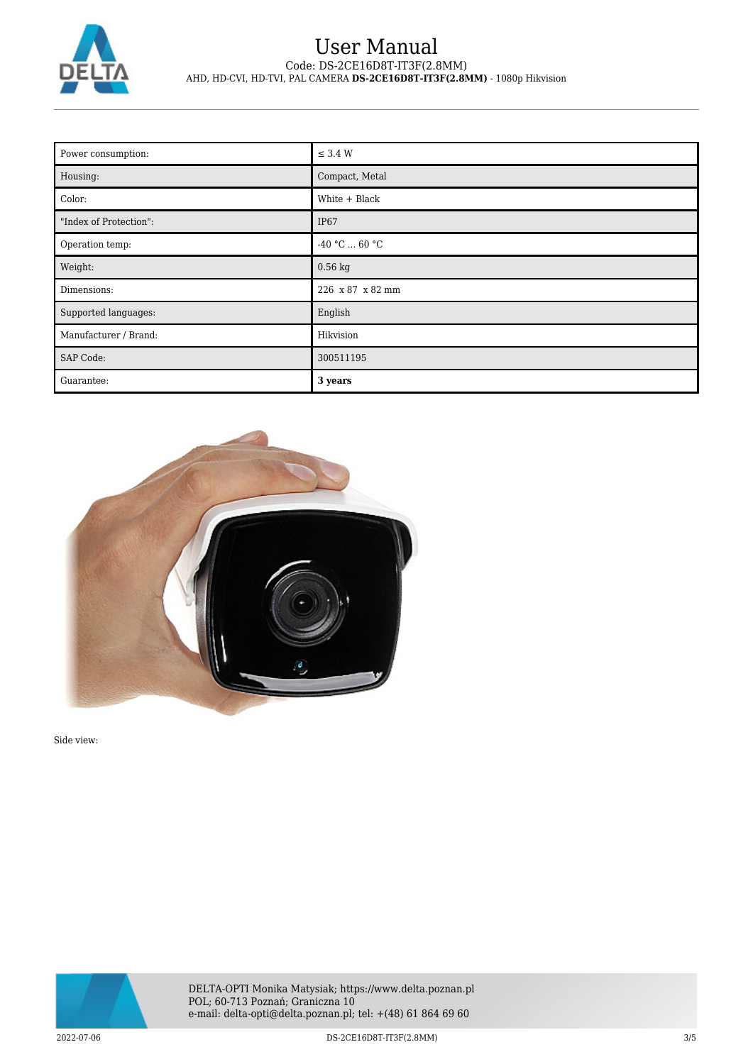| Power consumption: | ≤ 3.4 W |
| --- | --- |
| Housing: | Compact, Metal |
| Color: | White + Black |
| "Index of Protection": | IP67 |
| Operation temp: | -40 °C ... 60 °C |
| Weight: | 0.56 kg |
| Dimensions: | 226 x 87 x 82 mm |
| Supported languages: | English |
| Manufacturer / Brand: | Hikvision |
| SAP Code: | 300511195 |
| Guarantee: | **3 years** |

Side view: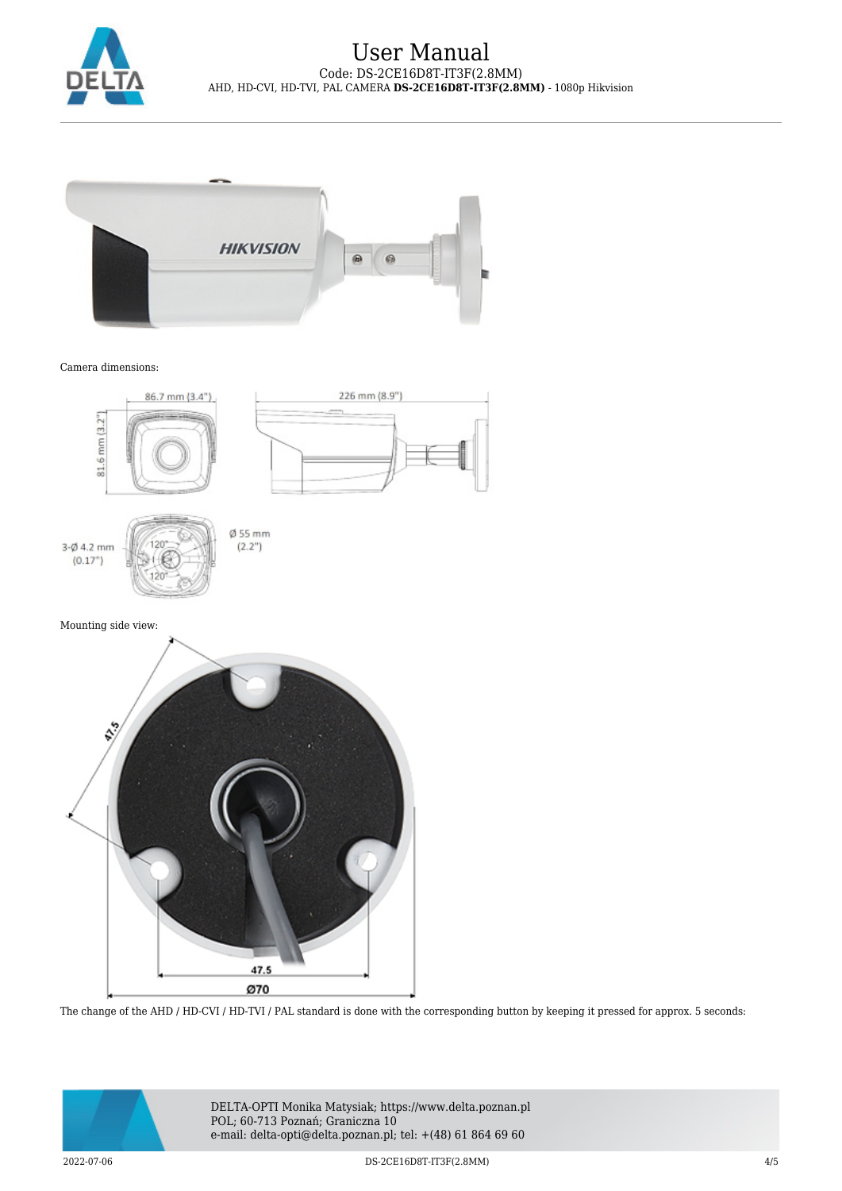Camera dimensions:

Mounting side view:

The change of the AHD / HD-CVI / HD-TVI / PAL standard is done with the corresponding button by keeping it pressed for approx. 5 seconds: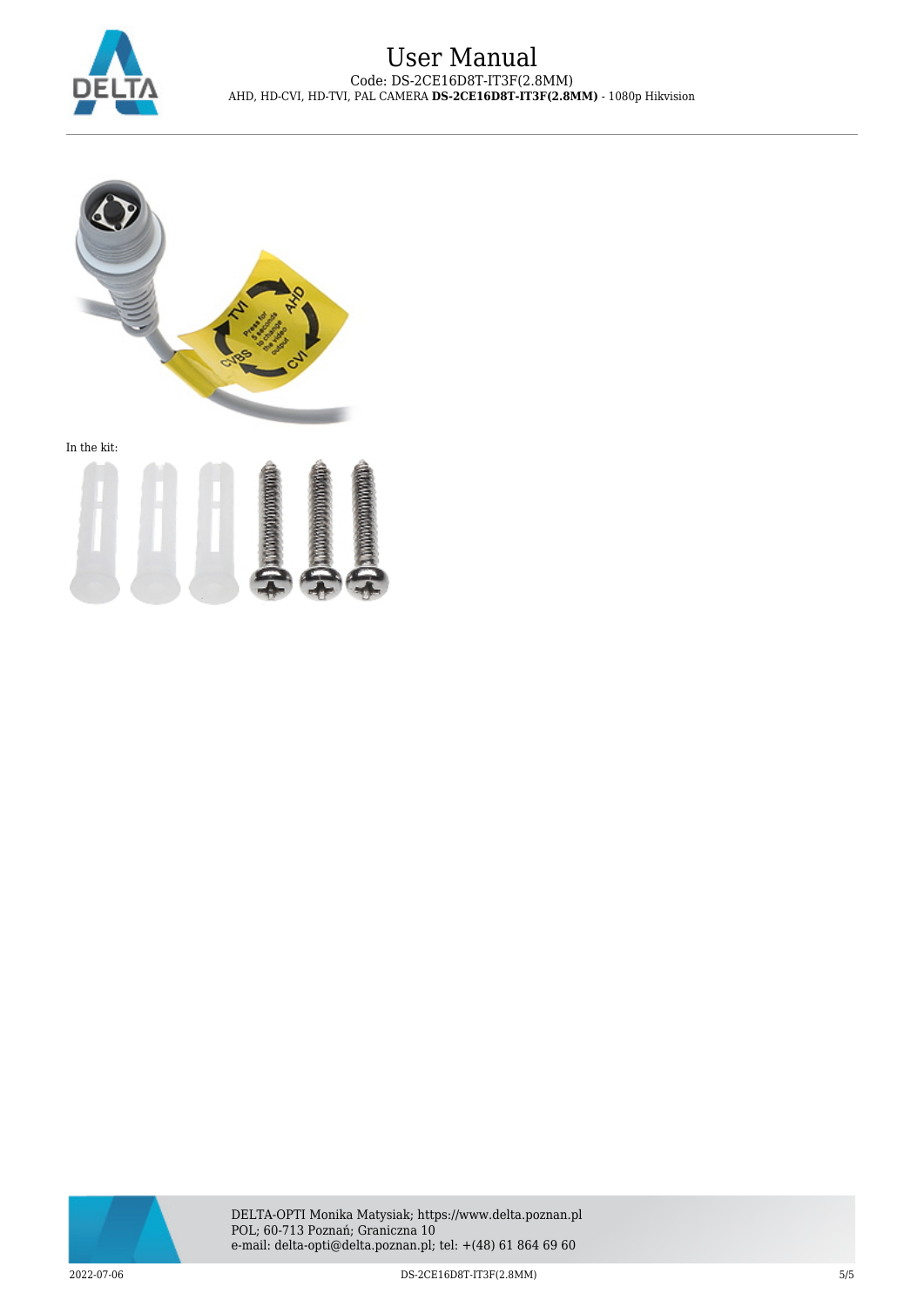In the kit: